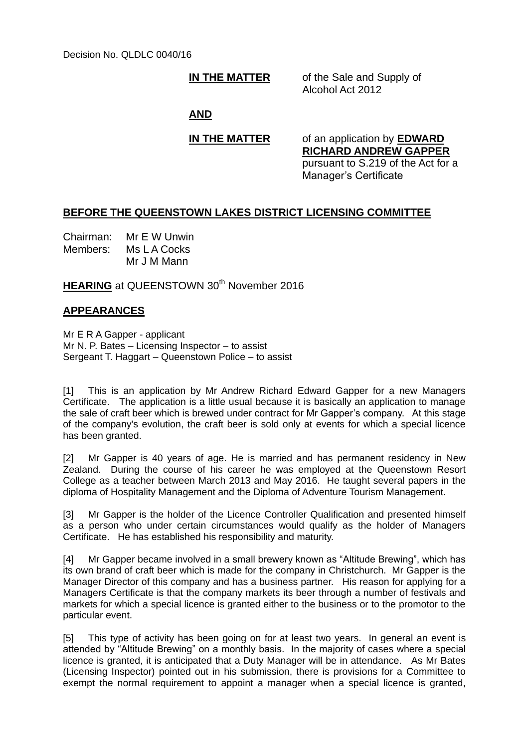Decision No. QLDLC 0040/16

**IN THE MATTER** of the Sale and Supply of Alcohol Act 2012

**AND**

**IN THE MATTER** of an application by **EDWARD RICHARD ANDREW GAPPER** pursuant to S.219 of the Act for a Manager's Certificate

## BEFORE THE QUEENSTOWN LAKES DISTRICT LICENSING COMMITTEE

Chairman: Mr E W Unwin
Members: Ms L A Cocks
Mr J M Mann

**HEARING** at QUEENSTOWN 30th November 2016

## APPEARANCES

Mr E R A Gapper - applicant
Mr N. P. Bates – Licensing Inspector – to assist
Sergeant T. Haggart – Queenstown Police – to assist

[1] This is an application by Mr Andrew Richard Edward Gapper for a new Managers Certificate. The application is a little usual because it is basically an application to manage the sale of craft beer which is brewed under contract for Mr Gapper's company. At this stage of the company's evolution, the craft beer is sold only at events for which a special licence has been granted.

[2] Mr Gapper is 40 years of age. He is married and has permanent residency in New Zealand. During the course of his career he was employed at the Queenstown Resort College as a teacher between March 2013 and May 2016. He taught several papers in the diploma of Hospitality Management and the Diploma of Adventure Tourism Management.

[3] Mr Gapper is the holder of the Licence Controller Qualification and presented himself as a person who under certain circumstances would qualify as the holder of Managers Certificate. He has established his responsibility and maturity.

[4] Mr Gapper became involved in a small brewery known as "Altitude Brewing", which has its own brand of craft beer which is made for the company in Christchurch. Mr Gapper is the Manager Director of this company and has a business partner. His reason for applying for a Managers Certificate is that the company markets its beer through a number of festivals and markets for which a special licence is granted either to the business or to the promotor to the particular event.

[5] This type of activity has been going on for at least two years. In general an event is attended by "Altitude Brewing" on a monthly basis. In the majority of cases where a special licence is granted, it is anticipated that a Duty Manager will be in attendance. As Mr Bates (Licensing Inspector) pointed out in his submission, there is provisions for a Committee to exempt the normal requirement to appoint a manager when a special licence is granted,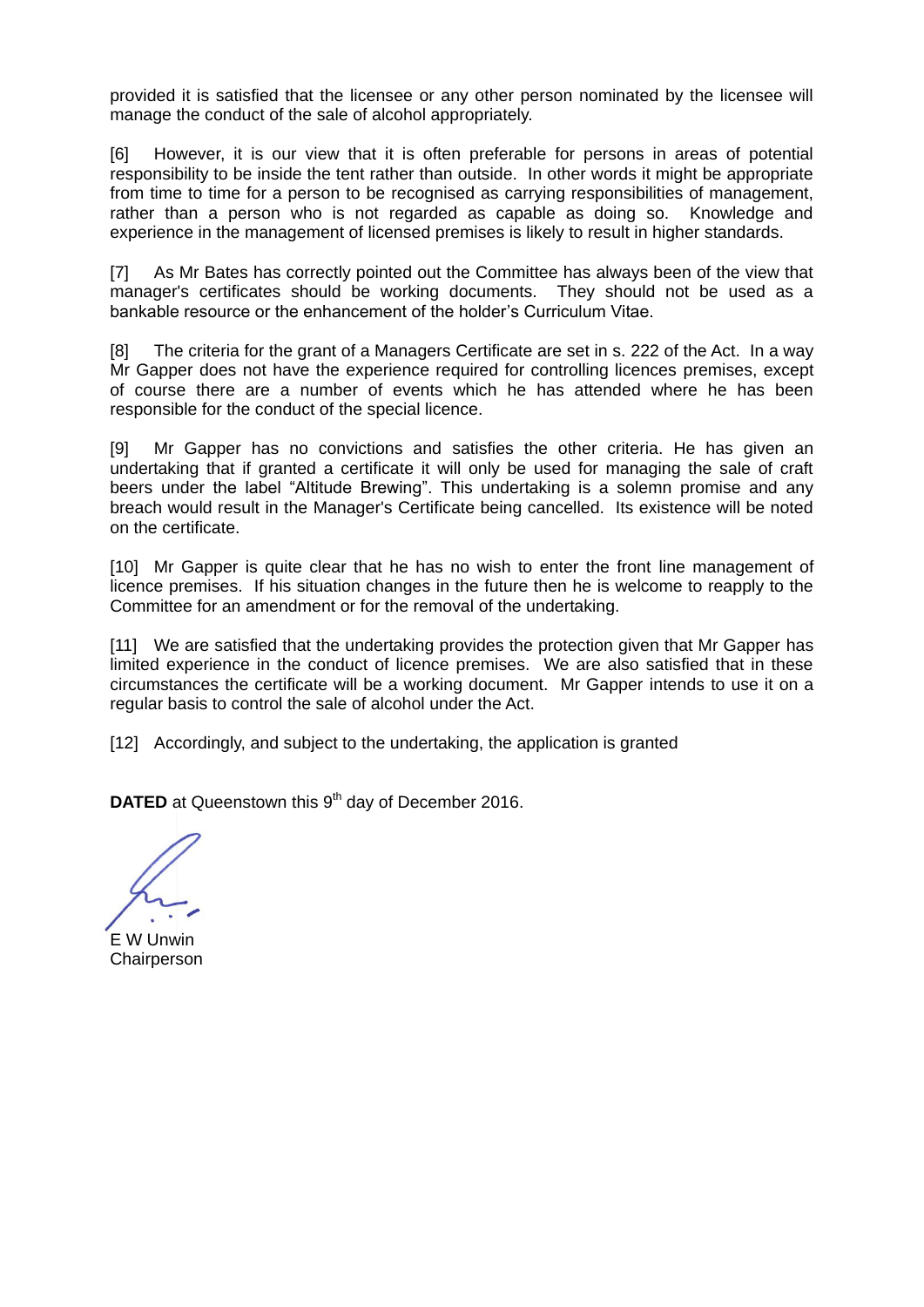provided it is satisfied that the licensee or any other person nominated by the licensee will manage the conduct of the sale of alcohol appropriately.

[6] However, it is our view that it is often preferable for persons in areas of potential responsibility to be inside the tent rather than outside. In other words it might be appropriate from time to time for a person to be recognised as carrying responsibilities of management, rather than a person who is not regarded as capable as doing so. Knowledge and experience in the management of licensed premises is likely to result in higher standards.

[7] As Mr Bates has correctly pointed out the Committee has always been of the view that manager's certificates should be working documents. They should not be used as a bankable resource or the enhancement of the holder's Curriculum Vitae.

[8] The criteria for the grant of a Managers Certificate are set in s. 222 of the Act. In a way Mr Gapper does not have the experience required for controlling licences premises, except of course there are a number of events which he has attended where he has been responsible for the conduct of the special licence.

[9] Mr Gapper has no convictions and satisfies the other criteria. He has given an undertaking that if granted a certificate it will only be used for managing the sale of craft beers under the label "Altitude Brewing". This undertaking is a solemn promise and any breach would result in the Manager's Certificate being cancelled. Its existence will be noted on the certificate.

[10] Mr Gapper is quite clear that he has no wish to enter the front line management of licence premises. If his situation changes in the future then he is welcome to reapply to the Committee for an amendment or for the removal of the undertaking.

[11] We are satisfied that the undertaking provides the protection given that Mr Gapper has limited experience in the conduct of licence premises. We are also satisfied that in these circumstances the certificate will be a working document. Mr Gapper intends to use it on a regular basis to control the sale of alcohol under the Act.

[12] Accordingly, and subject to the undertaking, the application is granted

**DATED** at Queenstown this 9th day of December 2016.

E W Unwin
Chairperson